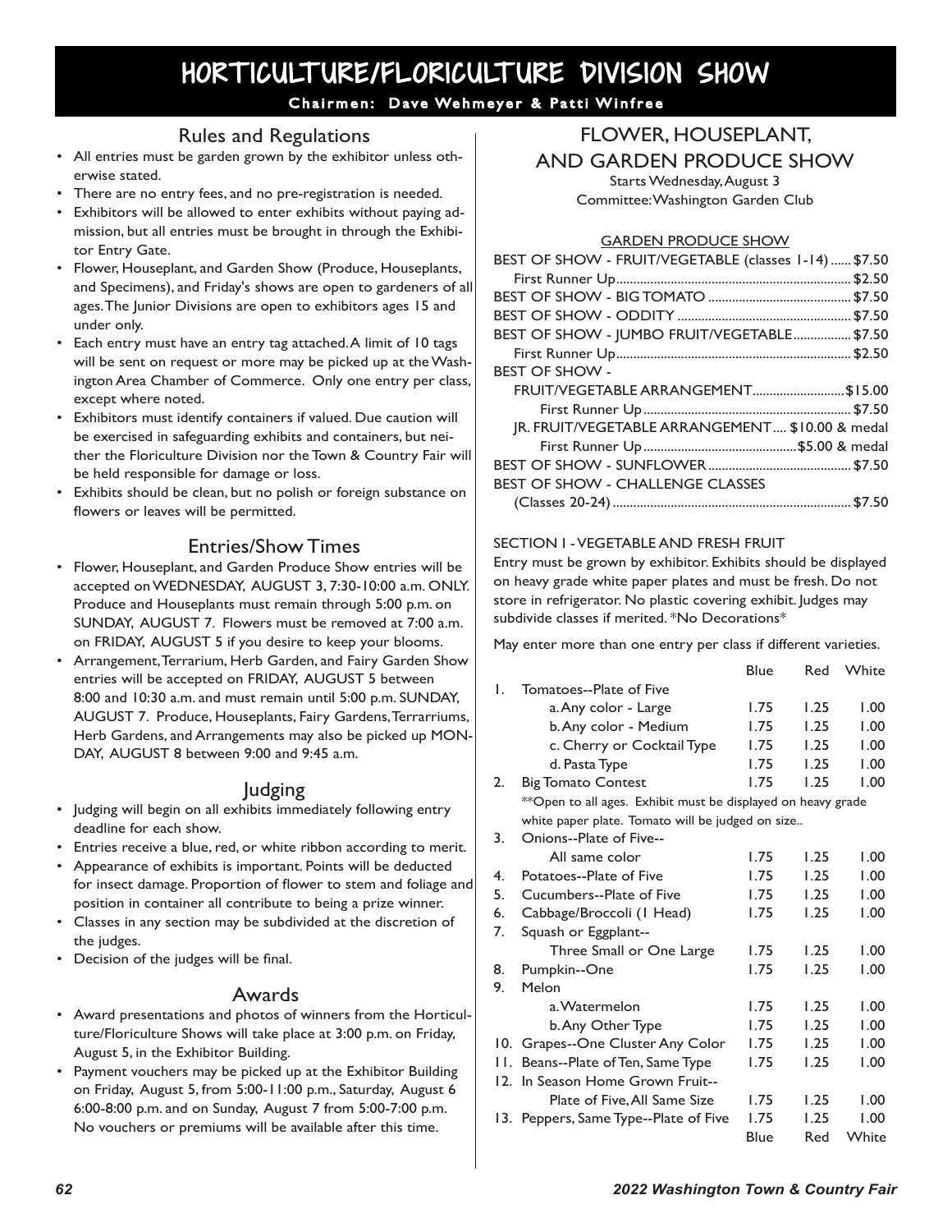# HORTICULTURE/FLORICULTURE DIVISION SHOW

**Chairmen: Dave Wehmeyer & Patti Winfree**

## Rules and Regulations

- All entries must be garden grown by the exhibitor unless otherwise stated.
- There are no entry fees, and no pre-registration is needed.
- Exhibitors will be allowed to enter exhibits without paying admission, but all entries must be brought in through the Exhibitor Entry Gate.
- Flower, Houseplant, and Garden Show (Produce, Houseplants, and Specimens), and Friday's shows are open to gardeners of all ages. The Junior Divisions are open to exhibitors ages 15 and under only.
- Each entry must have an entry tag attached. A limit of 10 tags will be sent on request or more may be picked up at the Washington Area Chamber of Commerce. Only one entry per class, except where noted.
- Exhibitors must identify containers if valued. Due caution will be exercised in safeguarding exhibits and containers, but neither the Floriculture Division nor the Town & Country Fair will be held responsible for damage or loss.
- Exhibits should be clean, but no polish or foreign substance on flowers or leaves will be permitted.

## Entries/Show Times

- Flower, Houseplant, and Garden Produce Show entries will be accepted on WEDNESDAY, AUGUST 3, 7:30-10:00 a.m. ONLY. Produce and Houseplants must remain through 5:00 p.m. on SUNDAY, AUGUST 7. Flowers must be removed at 7:00 a.m. on FRIDAY, AUGUST 5 if you desire to keep your blooms.
- Arrangement, Terrarium, Herb Garden, and Fairy Garden Show entries will be accepted on FRIDAY, AUGUST 5 between 8:00 and 10:30 a.m. and must remain until 5:00 p.m. SUNDAY, AUGUST 7. Produce, Houseplants, Fairy Gardens, Terrariums, Herb Gardens, and Arrangements may also be picked up MONDAY, AUGUST 8 between 9:00 and 9:45 a.m.

## Judging

- Judging will begin on all exhibits immediately following entry deadline for each show.
- Entries receive a blue, red, or white ribbon according to merit.
- Appearance of exhibits is important. Points will be deducted for insect damage. Proportion of flower to stem and foliage and position in container all contribute to being a prize winner.
- Classes in any section may be subdivided at the discretion of the judges.
- Decision of the judges will be final.

## Awards

- Award presentations and photos of winners from the Horticulture/Floriculture Shows will take place at 3:00 p.m. on Friday, August 5, in the Exhibitor Building.
- Payment vouchers may be picked up at the Exhibitor Building on Friday, August 5, from 5:00-11:00 p.m., Saturday, August 6 6:00-8:00 p.m. and on Sunday, August 7 from 5:00-7:00 p.m. No vouchers or premiums will be available after this time.

## FLOWER, HOUSEPLANT, AND GARDEN PRODUCE SHOW

Starts Wednesday, August 3
Committee: Washington Garden Club

### GARDEN PRODUCE SHOW

| Award | Prize |
|---|---|
| BEST OF SHOW - FRUIT/VEGETABLE (classes 1-14) | $7.50 |
| First Runner Up | $2.50 |
| BEST OF SHOW - BIG TOMATO | $7.50 |
| BEST OF SHOW - ODDITY | $7.50 |
| BEST OF SHOW - JUMBO FRUIT/VEGETABLE | $7.50 |
| First Runner Up | $2.50 |
| BEST OF SHOW - FRUIT/VEGETABLE ARRANGEMENT | $15.00 |
| First Runner Up | $7.50 |
| JR. FRUIT/VEGETABLE ARRANGEMENT | $10.00 & medal |
| First Runner Up | $5.00 & medal |
| BEST OF SHOW - SUNFLOWER | $7.50 |
| BEST OF SHOW - CHALLENGE CLASSES (Classes 20-24) | $7.50 |

### SECTION 1 - VEGETABLE AND FRESH FRUIT

Entry must be grown by exhibitor. Exhibits should be displayed on heavy grade white paper plates and must be fresh. Do not store in refrigerator. No plastic covering exhibit. Judges may subdivide classes if merited. *No Decorations*

May enter more than one entry per class if different varieties.

| Class | Blue | Red | White |
|---|---|---|---|
| 1. Tomatoes--Plate of Five | | | |
| a. Any color - Large | 1.75 | 1.25 | 1.00 |
| b. Any color - Medium | 1.75 | 1.25 | 1.00 |
| c. Cherry or Cocktail Type | 1.75 | 1.25 | 1.00 |
| d. Pasta Type | 1.75 | 1.25 | 1.00 |
| 2. Big Tomato Contest | 1.75 | 1.25 | 1.00 |
| **Open to all ages. Exhibit must be displayed on heavy grade white paper plate. Tomato will be judged on size.. | | | |
| 3. Onions--Plate of Five-- All same color | 1.75 | 1.25 | 1.00 |
| 4. Potatoes--Plate of Five | 1.75 | 1.25 | 1.00 |
| 5. Cucumbers--Plate of Five | 1.75 | 1.25 | 1.00 |
| 6. Cabbage/Broccoli (1 Head) | 1.75 | 1.25 | 1.00 |
| 7. Squash or Eggplant-- Three Small or One Large | 1.75 | 1.25 | 1.00 |
| 8. Pumpkin--One | 1.75 | 1.25 | 1.00 |
| 9. Melon | | | |
| a. Watermelon | 1.75 | 1.25 | 1.00 |
| b. Any Other Type | 1.75 | 1.25 | 1.00 |
| 10. Grapes--One Cluster Any Color | 1.75 | 1.25 | 1.00 |
| 11. Beans--Plate of Ten, Same Type | 1.75 | 1.25 | 1.00 |
| 12. In Season Home Grown Fruit-- Plate of Five, All Same Size | 1.75 | 1.25 | 1.00 |
| 13. Peppers, Same Type--Plate of Five | 1.75 | 1.25 | 1.00 |
| | Blue | Red | White |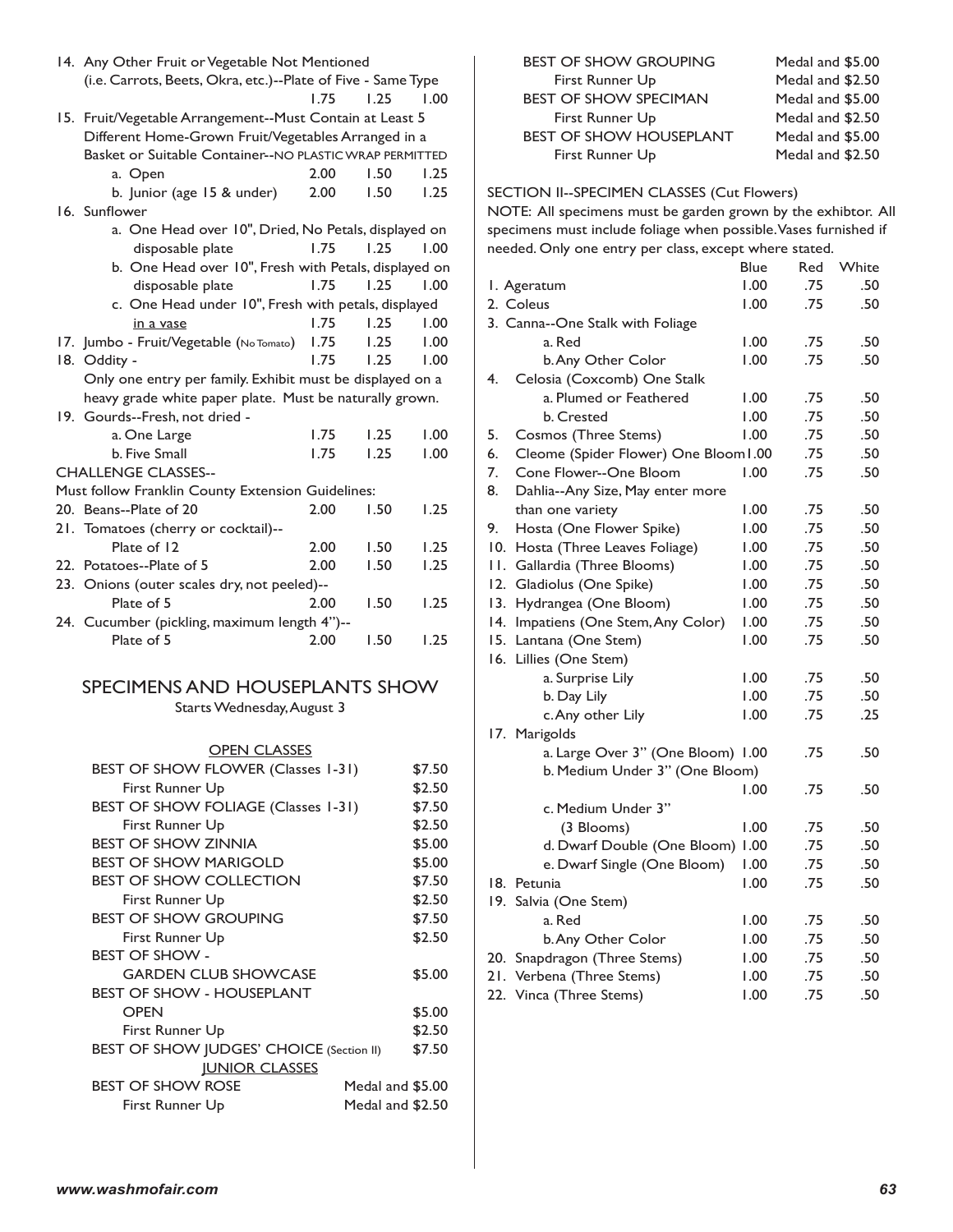| Class | Blue | Red | White |
|---|---|---|---|
| 14. Any Other Fruit or Vegetable Not Mentioned (i.e. Carrots, Beets, Okra, etc.)--Plate of Five - Same Type | 1.75 | 1.25 | 1.00 |
| 15. Fruit/Vegetable Arrangement--Must Contain at Least 5 Different Home-Grown Fruit/Vegetables Arranged in a Basket or Suitable Container--NO PLASTIC WRAP PERMITTED | | | |
| a. Open | 2.00 | 1.50 | 1.25 |
| b. Junior (age 15 & under) | 2.00 | 1.50 | 1.25 |
| 16. Sunflower | | | |
| a. One Head over 10", Dried, No Petals, displayed on disposable plate | 1.75 | 1.25 | 1.00 |
| b. One Head over 10", Fresh with Petals, displayed on disposable plate | 1.75 | 1.25 | 1.00 |
| c. One Head under 10", Fresh with petals, displayed <u>in a vase</u> | 1.75 | 1.25 | 1.00 |
| 17. Jumbo - Fruit/Vegetable (No Tomato) | 1.75 | 1.25 | 1.00 |
| 18. Oddity - | 1.75 | 1.25 | 1.00 |

Only one entry per family. Exhibit must be displayed on a heavy grade white paper plate. Must be naturally grown.

| Class | Blue | Red | White |
|---|---|---|---|
| 19. Gourds--Fresh, not dried - | | | |
| a. One Large | 1.75 | 1.25 | 1.00 |
| b. Five Small | 1.75 | 1.25 | 1.00 |

CHALLENGE CLASSES--

Must follow Franklin County Extension Guidelines:

| Class | Blue | Red | White |
|---|---|---|---|
| 20. Beans--Plate of 20 | 2.00 | 1.50 | 1.25 |
| 21. Tomatoes (cherry or cocktail)--Plate of 12 | 2.00 | 1.50 | 1.25 |
| 22. Potatoes--Plate of 5 | 2.00 | 1.50 | 1.25 |
| 23. Onions (outer scales dry, not peeled)--Plate of 5 | 2.00 | 1.50 | 1.25 |
| 24. Cucumber (pickling, maximum length 4")--Plate of 5 | 2.00 | 1.50 | 1.25 |

## SPECIMENS AND HOUSEPLANTS SHOW

Starts Wednesday, August 3

### OPEN CLASSES

| Award | Prize |
|---|---|
| BEST OF SHOW FLOWER (Classes 1-31) | $7.50 |
| First Runner Up | $2.50 |
| BEST OF SHOW FOLIAGE (Classes 1-31) | $7.50 |
| First Runner Up | $2.50 |
| BEST OF SHOW ZINNIA | $5.00 |
| BEST OF SHOW MARIGOLD | $5.00 |
| BEST OF SHOW COLLECTION | $7.50 |
| First Runner Up | $2.50 |
| BEST OF SHOW GROUPING | $7.50 |
| First Runner Up | $2.50 |
| BEST OF SHOW - GARDEN CLUB SHOWCASE | $5.00 |
| BEST OF SHOW - HOUSEPLANT OPEN | $5.00 |
| First Runner Up | $2.50 |
| BEST OF SHOW JUDGES' CHOICE (Section II) | $7.50 |

### JUNIOR CLASSES

| Award | Prize |
|---|---|
| BEST OF SHOW ROSE | Medal and $5.00 |
| First Runner Up | Medal and $2.50 |
| BEST OF SHOW GROUPING | Medal and $5.00 |
| First Runner Up | Medal and $2.50 |
| BEST OF SHOW SPECIMAN | Medal and $5.00 |
| First Runner Up | Medal and $2.50 |
| BEST OF SHOW HOUSEPLANT | Medal and $5.00 |
| First Runner Up | Medal and $2.50 |

SECTION II--SPECIMEN CLASSES (Cut Flowers)

NOTE: All specimens must be garden grown by the exhibtor. All specimens must include foliage when possible. Vases furnished if needed. Only one entry per class, except where stated.

| Class | Blue | Red | White |
|---|---|---|---|
| 1. Ageratum | 1.00 | .75 | .50 |
| 2. Coleus | 1.00 | .75 | .50 |
| 3. Canna--One Stalk with Foliage | | | |
| a. Red | 1.00 | .75 | .50 |
| b. Any Other Color | 1.00 | .75 | .50 |
| 4. Celosia (Coxcomb) One Stalk | | | |
| a. Plumed or Feathered | 1.00 | .75 | .50 |
| b. Crested | 1.00 | .75 | .50 |
| 5. Cosmos (Three Stems) | 1.00 | .75 | .50 |
| 6. Cleome (Spider Flower) One Bloom | 1.00 | .75 | .50 |
| 7. Cone Flower--One Bloom | 1.00 | .75 | .50 |
| 8. Dahlia--Any Size, May enter more than one variety | 1.00 | .75 | .50 |
| 9. Hosta (One Flower Spike) | 1.00 | .75 | .50 |
| 10. Hosta (Three Leaves Foliage) | 1.00 | .75 | .50 |
| 11. Gallardia (Three Blooms) | 1.00 | .75 | .50 |
| 12. Gladiolus (One Spike) | 1.00 | .75 | .50 |
| 13. Hydrangea (One Bloom) | 1.00 | .75 | .50 |
| 14. Impatiens (One Stem, Any Color) | 1.00 | .75 | .50 |
| 15. Lantana (One Stem) | 1.00 | .75 | .50 |
| 16. Lillies (One Stem) | | | |
| a. Surprise Lily | 1.00 | .75 | .50 |
| b. Day Lily | 1.00 | .75 | .50 |
| c. Any other Lily | 1.00 | .75 | .25 |
| 17. Marigolds | | | |
| a. Large Over 3" (One Bloom) | 1.00 | .75 | .50 |
| b. Medium Under 3" (One Bloom) | 1.00 | .75 | .50 |
| c. Medium Under 3" (3 Blooms) | 1.00 | .75 | .50 |
| d. Dwarf Double (One Bloom) | 1.00 | .75 | .50 |
| e. Dwarf Single (One Bloom) | 1.00 | .75 | .50 |
| 18. Petunia | 1.00 | .75 | .50 |
| 19. Salvia (One Stem) | | | |
| a. Red | 1.00 | .75 | .50 |
| b. Any Other Color | 1.00 | .75 | .50 |
| 20. Snapdragon (Three Stems) | 1.00 | .75 | .50 |
| 21. Verbena (Three Stems) | 1.00 | .75 | .50 |
| 22. Vinca (Three Stems) | 1.00 | .75 | .50 |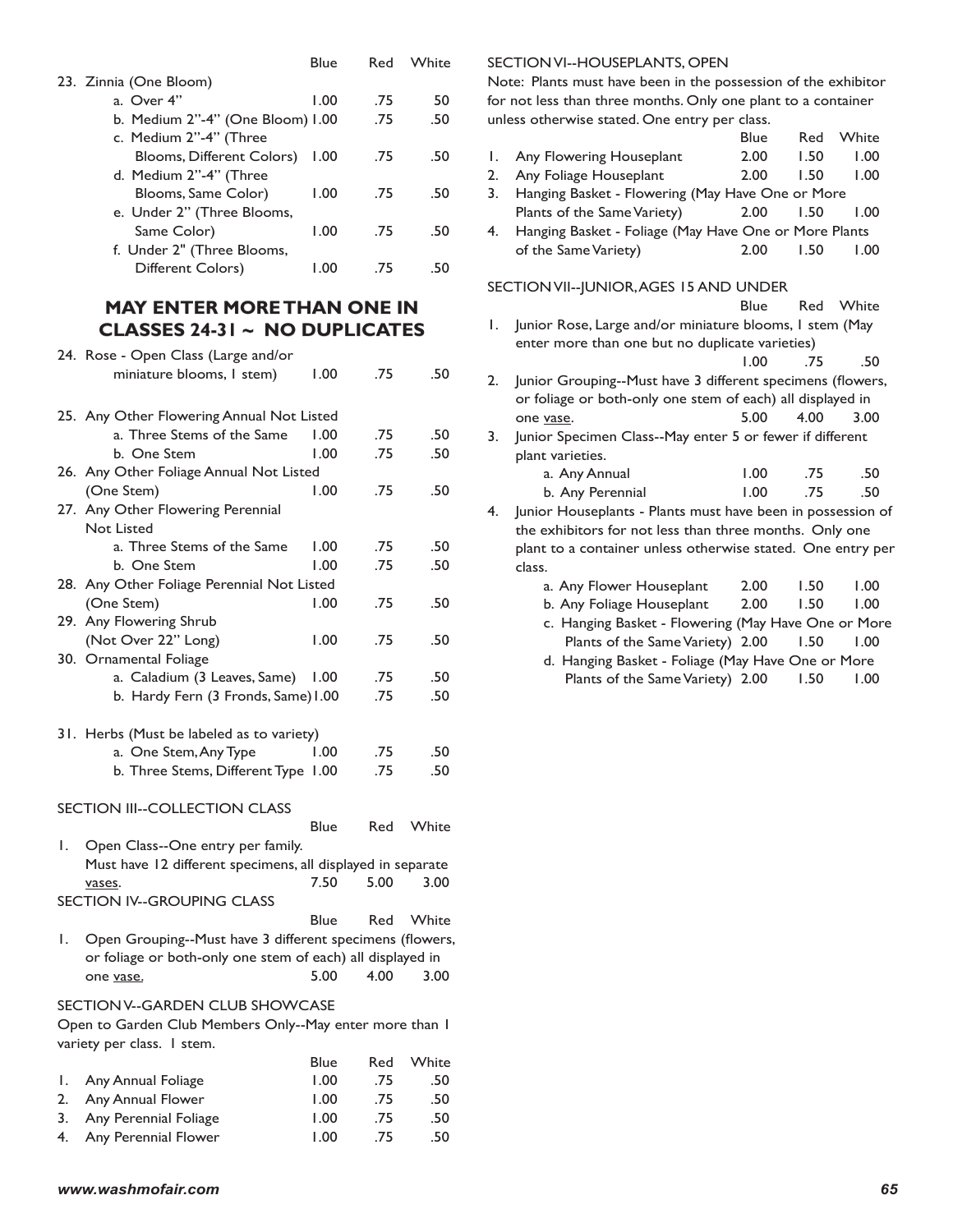| | Blue | Red | White |
|---|---|---|---|
| 23. Zinnia (One Bloom) | | | |
| a. Over 4" | 1.00 | .75 | 50 |
| b. Medium 2"-4" (One Bloom) | 1.00 | .75 | .50 |
| c. Medium 2"-4" (Three Blooms, Different Colors) | 1.00 | .75 | .50 |
| d. Medium 2"-4" (Three Blooms, Same Color) | 1.00 | .75 | .50 |
| e. Under 2" (Three Blooms, Same Color) | 1.00 | .75 | .50 |
| f. Under 2" (Three Blooms, Different Colors) | 1.00 | .75 | .50 |

## MAY ENTER MORE THAN ONE IN CLASSES 24-31 ~ NO DUPLICATES

| | Blue | Red | White |
|---|---|---|---|
| 24. Rose - Open Class (Large and/or miniature blooms, 1 stem) | 1.00 | .75 | .50 |
| 25. Any Other Flowering Annual Not Listed | | | |
| a. Three Stems of the Same | 1.00 | .75 | .50 |
| b. One Stem | 1.00 | .75 | .50 |
| 26. Any Other Foliage Annual Not Listed (One Stem) | 1.00 | .75 | .50 |
| 27. Any Other Flowering Perennial Not Listed | | | |
| a. Three Stems of the Same | 1.00 | .75 | .50 |
| b. One Stem | 1.00 | .75 | .50 |
| 28. Any Other Foliage Perennial Not Listed (One Stem) | 1.00 | .75 | .50 |
| 29. Any Flowering Shrub (Not Over 22" Long) | 1.00 | .75 | .50 |
| 30. Ornamental Foliage | | | |
| a. Caladium (3 Leaves, Same) | 1.00 | .75 | .50 |
| b. Hardy Fern (3 Fronds, Same) | 1.00 | .75 | .50 |
| 31. Herbs (Must be labeled as to variety) | | | |
| a. One Stem, Any Type | 1.00 | .75 | .50 |
| b. Three Stems, Different Type | 1.00 | .75 | .50 |

SECTION III--COLLECTION CLASS

| | Blue | Red | White |
|---|---|---|---|
| 1. Open Class--One entry per family. Must have 12 different specimens, all displayed in separate <u>vases</u>. | 7.50 | 5.00 | 3.00 |

SECTION IV--GROUPING CLASS

| | Blue | Red | White |
|---|---|---|---|
| 1. Open Grouping--Must have 3 different specimens (flowers, or foliage or both-only one stem of each) all displayed in one <u>vase.</u> | 5.00 | 4.00 | 3.00 |

SECTION V--GARDEN CLUB SHOWCASE

Open to Garden Club Members Only--May enter more than 1 variety per class. 1 stem.

| | Blue | Red | White |
|---|---|---|---|
| 1. Any Annual Foliage | 1.00 | .75 | .50 |
| 2. Any Annual Flower | 1.00 | .75 | .50 |
| 3. Any Perennial Foliage | 1.00 | .75 | .50 |
| 4. Any Perennial Flower | 1.00 | .75 | .50 |

SECTION VI--HOUSEPLANTS, OPEN

Note: Plants must have been in the possession of the exhibitor for not less than three months. Only one plant to a container unless otherwise stated. One entry per class.

| | Blue | Red | White |
|---|---|---|---|
| 1. Any Flowering Houseplant | 2.00 | 1.50 | 1.00 |
| 2. Any Foliage Houseplant | 2.00 | 1.50 | 1.00 |
| 3. Hanging Basket - Flowering (May Have One or More Plants of the Same Variety) | 2.00 | 1.50 | 1.00 |
| 4. Hanging Basket - Foliage (May Have One or More Plants of the Same Variety) | 2.00 | 1.50 | 1.00 |

SECTION VII--JUNIOR, AGES 15 AND UNDER

| | Blue | Red | White |
|---|---|---|---|
| 1. Junior Rose, Large and/or miniature blooms, 1 stem (May enter more than one but no duplicate varieties) | 1.00 | .75 | .50 |
| 2. Junior Grouping--Must have 3 different specimens (flowers, or foliage or both-only one stem of each) all displayed in one <u>vase</u>. | 5.00 | 4.00 | 3.00 |
| 3. Junior Specimen Class--May enter 5 or fewer if different plant varieties. | | | |
| a. Any Annual | 1.00 | .75 | .50 |
| b. Any Perennial | 1.00 | .75 | .50 |
| 4. Junior Houseplants - Plants must have been in possession of the exhibitors for not less than three months. Only one plant to a container unless otherwise stated. One entry per class. | | | |
| a. Any Flower Houseplant | 2.00 | 1.50 | 1.00 |
| b. Any Foliage Houseplant | 2.00 | 1.50 | 1.00 |
| c. Hanging Basket - Flowering (May Have One or More Plants of the Same Variety) | 2.00 | 1.50 | 1.00 |
| d. Hanging Basket - Foliage (May Have One or More Plants of the Same Variety) | 2.00 | 1.50 | 1.00 |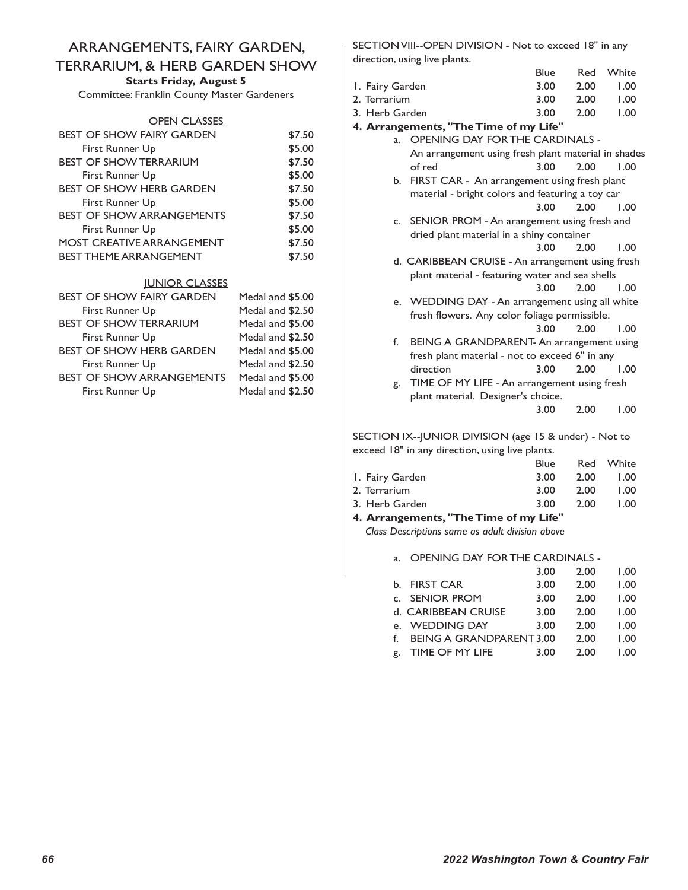# ARRANGEMENTS, FAIRY GARDEN, TERRARIUM, & HERB GARDEN SHOW

**Starts Friday, August 5**

Committee: Franklin County Master Gardeners

## OPEN CLASSES

| | |
|---|---|
| BEST OF SHOW FAIRY GARDEN | $7.50 |
| First Runner Up | $5.00 |
| BEST OF SHOW TERRARIUM | $7.50 |
| First Runner Up | $5.00 |
| BEST OF SHOW HERB GARDEN | $7.50 |
| First Runner Up | $5.00 |
| BEST OF SHOW ARRANGEMENTS | $7.50 |
| First Runner Up | $5.00 |
| MOST CREATIVE ARRANGEMENT | $7.50 |
| BEST THEME ARRANGEMENT | $7.50 |

## JUNIOR CLASSES

| | |
|---|---|
| BEST OF SHOW FAIRY GARDEN | Medal and $5.00 |
| First Runner Up | Medal and $2.50 |
| BEST OF SHOW TERRARIUM | Medal and $5.00 |
| First Runner Up | Medal and $2.50 |
| BEST OF SHOW HERB GARDEN | Medal and $5.00 |
| First Runner Up | Medal and $2.50 |
| BEST OF SHOW ARRANGEMENTS | Medal and $5.00 |
| First Runner Up | Medal and $2.50 |

SECTION VIII--OPEN DIVISION - Not to exceed 18" in any direction, using live plants.

| | Blue | Red | White |
|---|---|---|---|
| 1. Fairy Garden | 3.00 | 2.00 | 1.00 |
| 2. Terrarium | 3.00 | 2.00 | 1.00 |
| 3. Herb Garden | 3.00 | 2.00 | 1.00 |

**4. Arrangements, "The Time of my Life"**

| | Blue | Red | White |
|---|---|---|---|
| a. OPENING DAY FOR THE CARDINALS - An arrangement using fresh plant material in shades of red | 3.00 | 2.00 | 1.00 |
| b. FIRST CAR - An arrangement using fresh plant material - bright colors and featuring a toy car | 3.00 | 2.00 | 1.00 |
| c. SENIOR PROM - An arangement using fresh and dried plant material in a shiny container | 3.00 | 2.00 | 1.00 |
| d. CARIBBEAN CRUISE - An arrangement using fresh plant material - featuring water and sea shells | 3.00 | 2.00 | 1.00 |
| e. WEDDING DAY - An arrangement using all white fresh flowers. Any color foliage permissible. | 3.00 | 2.00 | 1.00 |
| f. BEING A GRANDPARENT- An arrangement using fresh plant material - not to exceed 6" in any direction | 3.00 | 2.00 | 1.00 |
| g. TIME OF MY LIFE - An arrangement using fresh plant material. Designer's choice. | 3.00 | 2.00 | 1.00 |

SECTION IX--JUNIOR DIVISION (age 15 & under) - Not to exceed 18" in any direction, using live plants.

| | Blue | Red | White |
|---|---|---|---|
| 1. Fairy Garden | 3.00 | 2.00 | 1.00 |
| 2. Terrarium | 3.00 | 2.00 | 1.00 |
| 3. Herb Garden | 3.00 | 2.00 | 1.00 |

**4. Arrangements, "The Time of my Life"**

*Class Descriptions same as adult division above*

| | Blue | Red | White |
|---|---|---|---|
| a. OPENING DAY FOR THE CARDINALS - | 3.00 | 2.00 | 1.00 |
| b. FIRST CAR | 3.00 | 2.00 | 1.00 |
| c. SENIOR PROM | 3.00 | 2.00 | 1.00 |
| d. CARIBBEAN CRUISE | 3.00 | 2.00 | 1.00 |
| e. WEDDING DAY | 3.00 | 2.00 | 1.00 |
| f. BEING A GRANDPARENT | 3.00 | 2.00 | 1.00 |
| g. TIME OF MY LIFE | 3.00 | 2.00 | 1.00 |